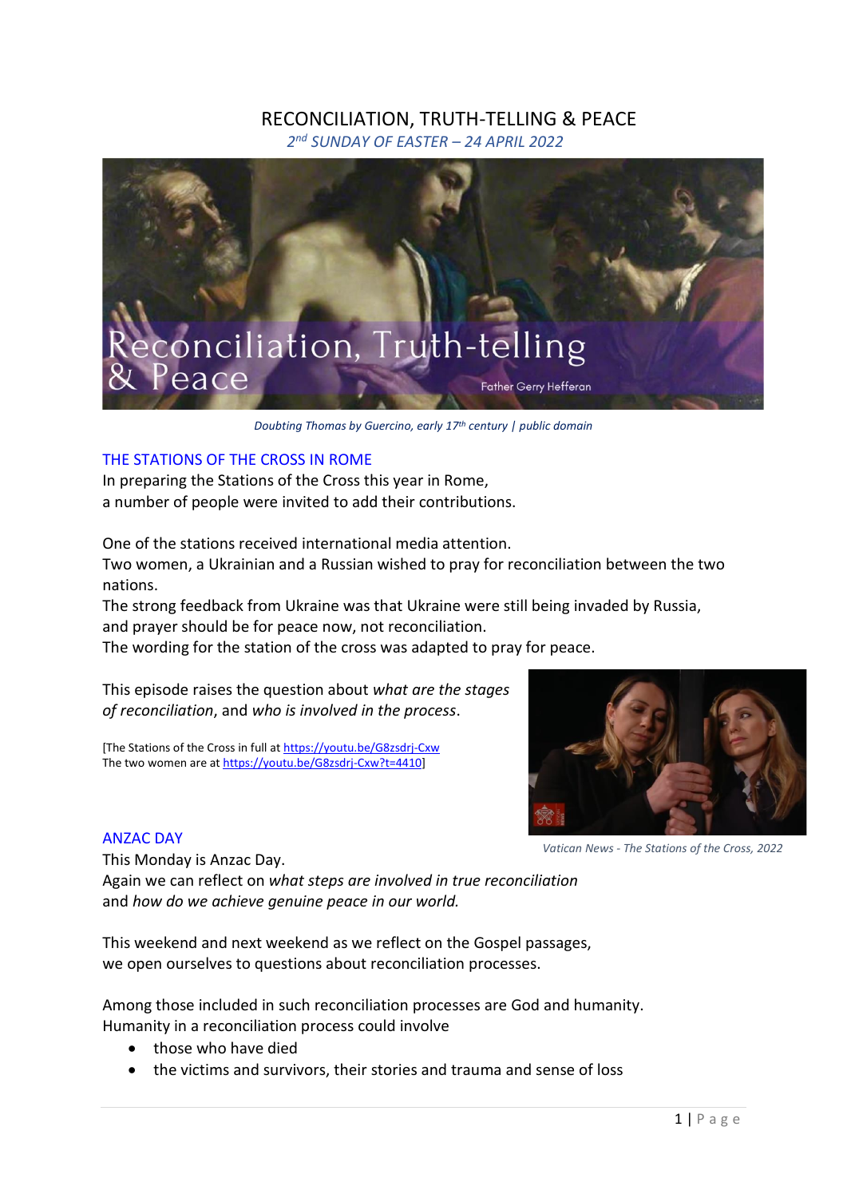# RECONCILIATION, TRUTH-TELLING & PEACE

*2nd SUNDAY OF EASTER – 24 APRIL 2022*

*Doubting Thomas by Guercino, early 17th century | public domain*

## THE STATIONS OF THE CROSS IN ROME

In preparing the Stations of the Cross this year in Rome,
a number of people were invited to add their contributions.

One of the stations received international media attention.
Two women, a Ukrainian and a Russian wished to pray for reconciliation between the two nations.
The strong feedback from Ukraine was that Ukraine were still being invaded by Russia, and prayer should be for peace now, not reconciliation.
The wording for the station of the cross was adapted to pray for peace.

This episode raises the question about *what are the stages of reconciliation*, and *who is involved in the process*.

[The Stations of the Cross in full at https://youtu.be/G8zsdrj-Cxw
The two women are at https://youtu.be/G8zsdrj-Cxw?t=4410]

*Vatican News - The Stations of the Cross, 2022*

## ANZAC DAY

This Monday is Anzac Day.
Again we can reflect on *what steps are involved in true reconciliation* and *how do we achieve genuine peace in our world.*

This weekend and next weekend as we reflect on the Gospel passages, we open ourselves to questions about reconciliation processes.

Among those included in such reconciliation processes are God and humanity.
Humanity in a reconciliation process could involve

- those who have died
- the victims and survivors, their stories and trauma and sense of loss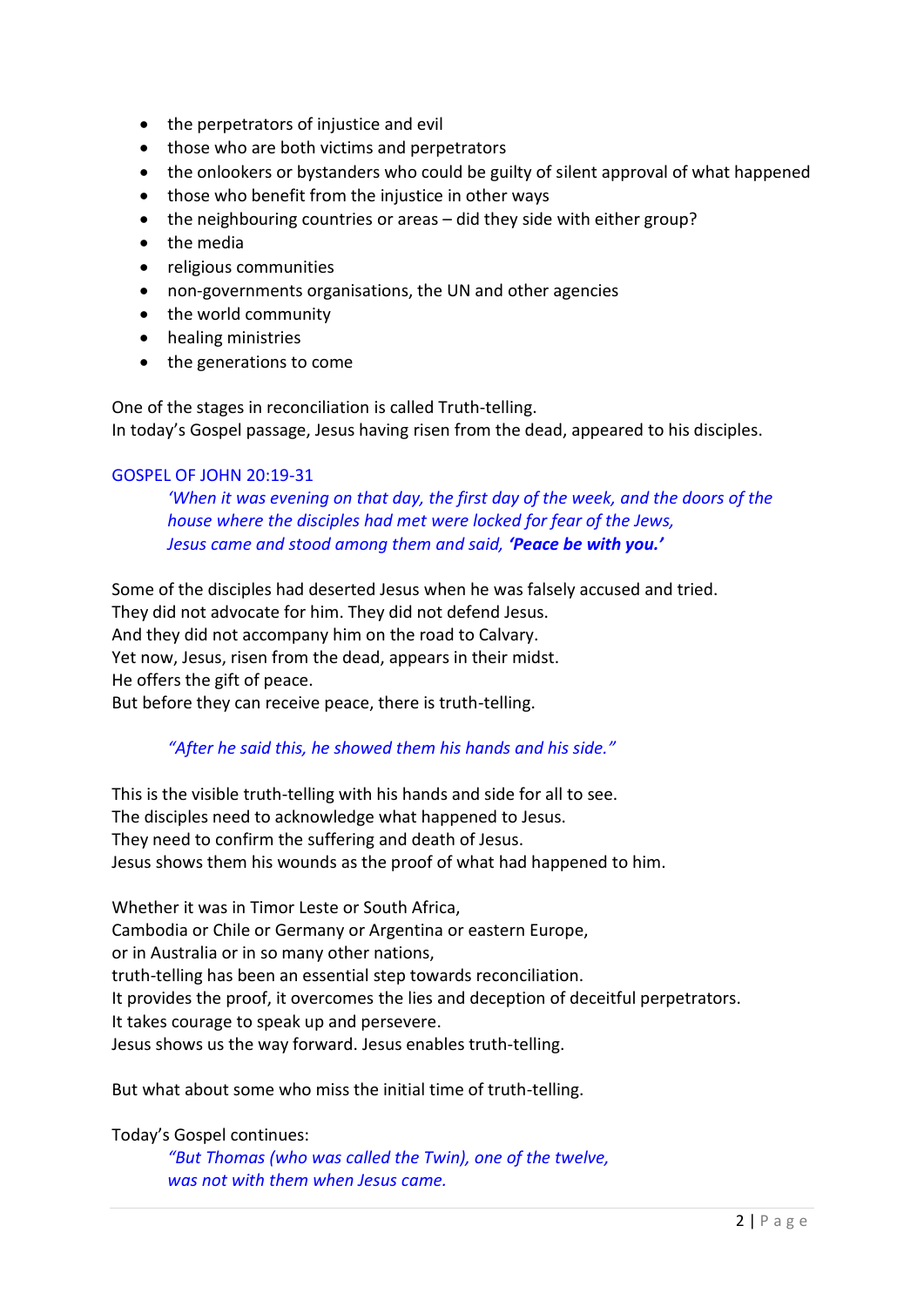- the perpetrators of injustice and evil
- those who are both victims and perpetrators
- the onlookers or bystanders who could be guilty of silent approval of what happened
- those who benefit from the injustice in other ways
- the neighbouring countries or areas – did they side with either group?
- the media
- religious communities
- non-governments organisations, the UN and other agencies
- the world community
- healing ministries
- the generations to come

One of the stages in reconciliation is called Truth-telling.
In today's Gospel passage, Jesus having risen from the dead, appeared to his disciples.

GOSPEL OF JOHN 20:19-31

> *'When it was evening on that day, the first day of the week, and the doors of the house where the disciples had met were locked for fear of the Jews,*
> *Jesus came and stood among them and said,* ***'Peace be with you.'***

Some of the disciples had deserted Jesus when he was falsely accused and tried.
They did not advocate for him. They did not defend Jesus.
And they did not accompany him on the road to Calvary.
Yet now, Jesus, risen from the dead, appears in their midst.
He offers the gift of peace.
But before they can receive peace, there is truth-telling.

> *"After he said this, he showed them his hands and his side."*

This is the visible truth-telling with his hands and side for all to see.
The disciples need to acknowledge what happened to Jesus.
They need to confirm the suffering and death of Jesus.
Jesus shows them his wounds as the proof of what had happened to him.

Whether it was in Timor Leste or South Africa,
Cambodia or Chile or Germany or Argentina or eastern Europe,
or in Australia or in so many other nations,
truth-telling has been an essential step towards reconciliation.
It provides the proof, it overcomes the lies and deception of deceitful perpetrators.
It takes courage to speak up and persevere.
Jesus shows us the way forward. Jesus enables truth-telling.

But what about some who miss the initial time of truth-telling.

Today's Gospel continues:

> *"But Thomas (who was called the Twin), one of the twelve,*
> *was not with them when Jesus came.*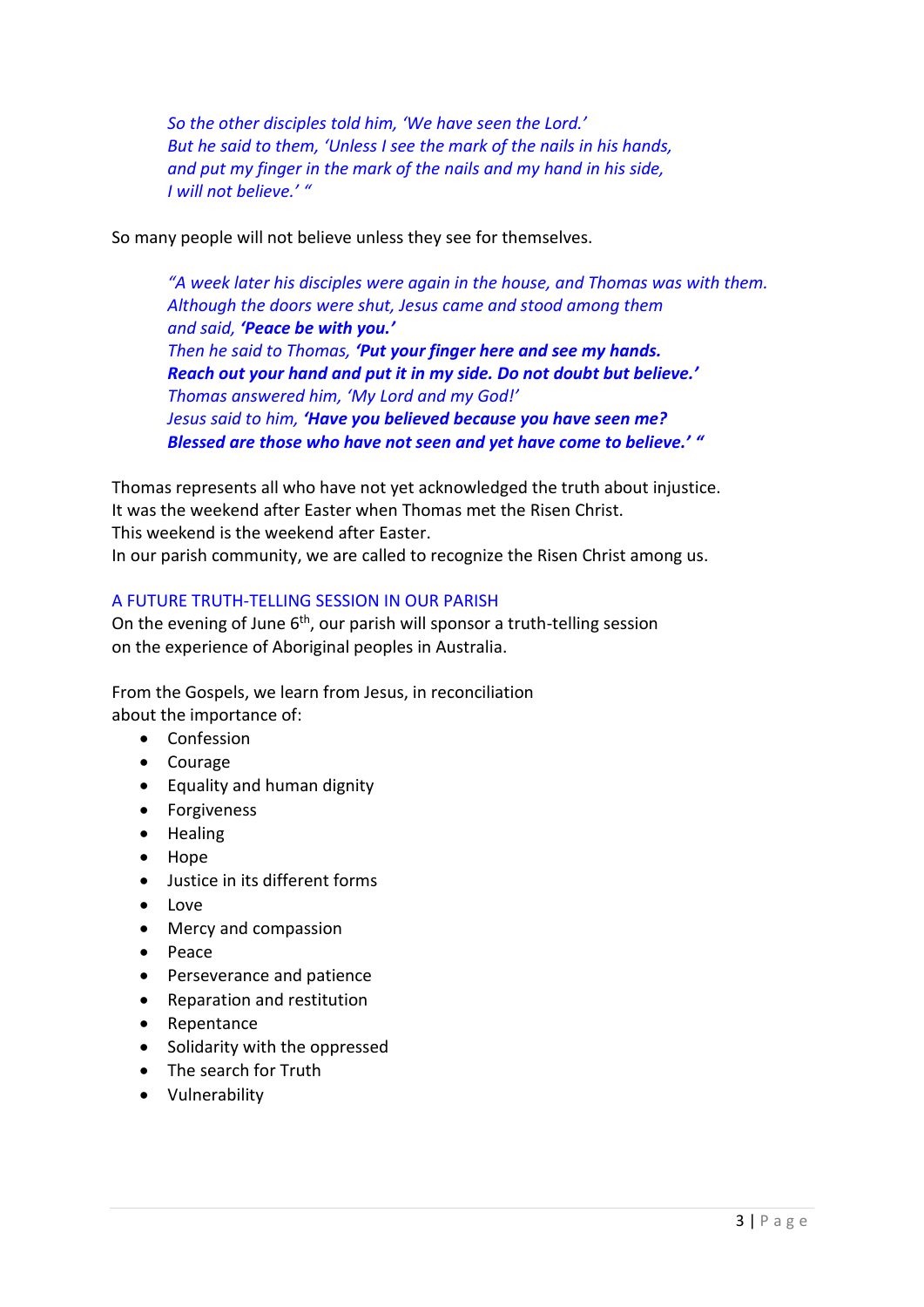> *So the other disciples told him, 'We have seen the Lord.'*
> *But he said to them, 'Unless I see the mark of the nails in his hands,*
> *and put my finger in the mark of the nails and my hand in his side,*
> *I will not believe.' "*

So many people will not believe unless they see for themselves.

> *"A week later his disciples were again in the house, and Thomas was with them.*
> *Although the doors were shut, Jesus came and stood among them*
> *and said,* ***'Peace be with you.'***
> *Then he said to Thomas,* ***'Put your finger here and see my hands.***
> ***Reach out your hand and put it in my side. Do not doubt but believe.'***
> *Thomas answered him, 'My Lord and my God!'*
> *Jesus said to him,* ***'Have you believed because you have seen me?***
> ***Blessed are those who have not seen and yet have come to believe.' "***

Thomas represents all who have not yet acknowledged the truth about injustice.
It was the weekend after Easter when Thomas met the Risen Christ.
This weekend is the weekend after Easter.
In our parish community, we are called to recognize the Risen Christ among us.

## A FUTURE TRUTH-TELLING SESSION IN OUR PARISH

On the evening of June 6th, our parish will sponsor a truth-telling session
on the experience of Aboriginal peoples in Australia.

From the Gospels, we learn from Jesus, in reconciliation
about the importance of:

- Confession
- Courage
- Equality and human dignity
- Forgiveness
- Healing
- Hope
- Justice in its different forms
- Love
- Mercy and compassion
- Peace
- Perseverance and patience
- Reparation and restitution
- Repentance
- Solidarity with the oppressed
- The search for Truth
- Vulnerability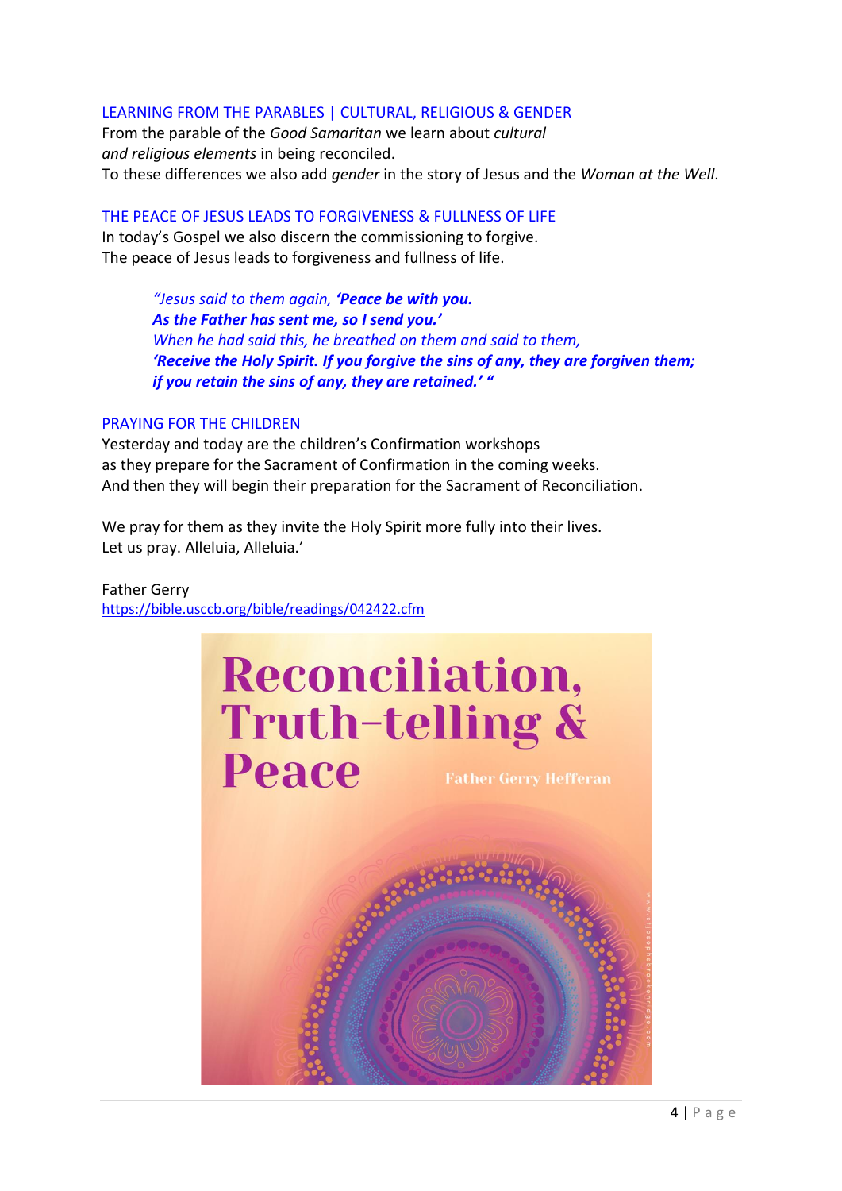## LEARNING FROM THE PARABLES | CULTURAL, RELIGIOUS & GENDER

From the parable of the *Good Samaritan* we learn about *cultural and religious elements* in being reconciled.
To these differences we also add *gender* in the story of Jesus and the *Woman at the Well*.

## THE PEACE OF JESUS LEADS TO FORGIVENESS & FULLNESS OF LIFE

In today's Gospel we also discern the commissioning to forgive.
The peace of Jesus leads to forgiveness and fullness of life.

> *"Jesus said to them again, **'Peace be with you.***
> ***As the Father has sent me, so I send you.'***
> *When he had said this, he breathed on them and said to them,*
> ***'Receive the Holy Spirit. If you forgive the sins of any, they are forgiven them;***
> ***if you retain the sins of any, they are retained.' "***

## PRAYING FOR THE CHILDREN

Yesterday and today are the children's Confirmation workshops
as they prepare for the Sacrament of Confirmation in the coming weeks.
And then they will begin their preparation for the Sacrament of Reconciliation.

We pray for them as they invite the Holy Spirit more fully into their lives.
Let us pray. Alleluia, Alleluia.'

Father Gerry
https://bible.usccb.org/bible/readings/042422.cfm

Reconciliation, Truth-telling & Peace

Father Gerry Hefferan